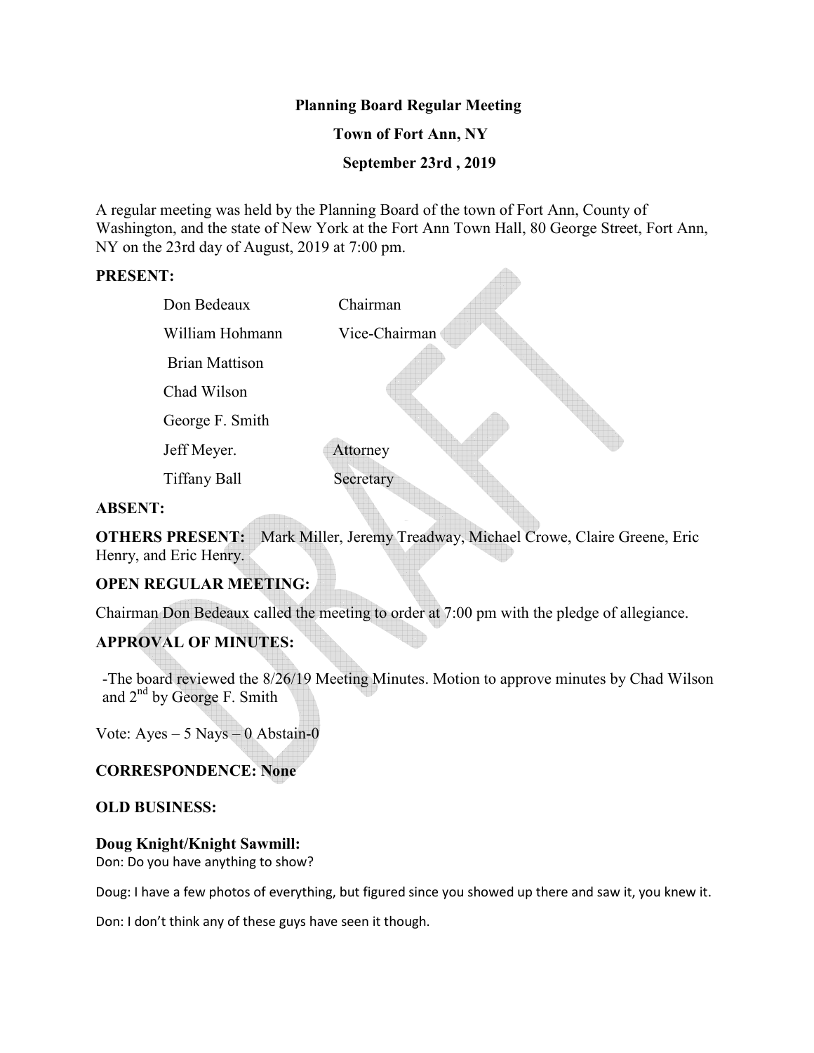**Planning Board Regular Meeting**

**Town of Fort Ann, NY**

**September 23rd , 2019**

A regular meeting was held by the Planning Board of the town of Fort Ann, County of Washington, and the state of New York at the Fort Ann Town Hall, 80 George Street, Fort Ann, NY on the 23rd day of August, 2019 at 7:00 pm.

**PRESENT:**

| | |
|---|---|
| Don Bedeaux | Chairman |
| William Hohmann | Vice-Chairman |
| Brian Mattison | |
| Chad Wilson | |
| George F. Smith | |
| Jeff Meyer. | Attorney |
| Tiffany Ball | Secretary |

**ABSENT:**

**OTHERS PRESENT:** Mark Miller, Jeremy Treadway, Michael Crowe, Claire Greene, Eric Henry, and Eric Henry.

**OPEN REGULAR MEETING:**

Chairman Don Bedeaux called the meeting to order at 7:00 pm with the pledge of allegiance.

**APPROVAL OF MINUTES:**

-The board reviewed the 8/26/19 Meeting Minutes. Motion to approve minutes by Chad Wilson and 2nd by George F. Smith

Vote: Ayes – 5 Nays – 0 Abstain-0

**CORRESPONDENCE: None**

**OLD BUSINESS:**

**Doug Knight/Knight Sawmill:**

Don: Do you have anything to show?

Doug: I have a few photos of everything, but figured since you showed up there and saw it, you knew it.

Don: I don't think any of these guys have seen it though.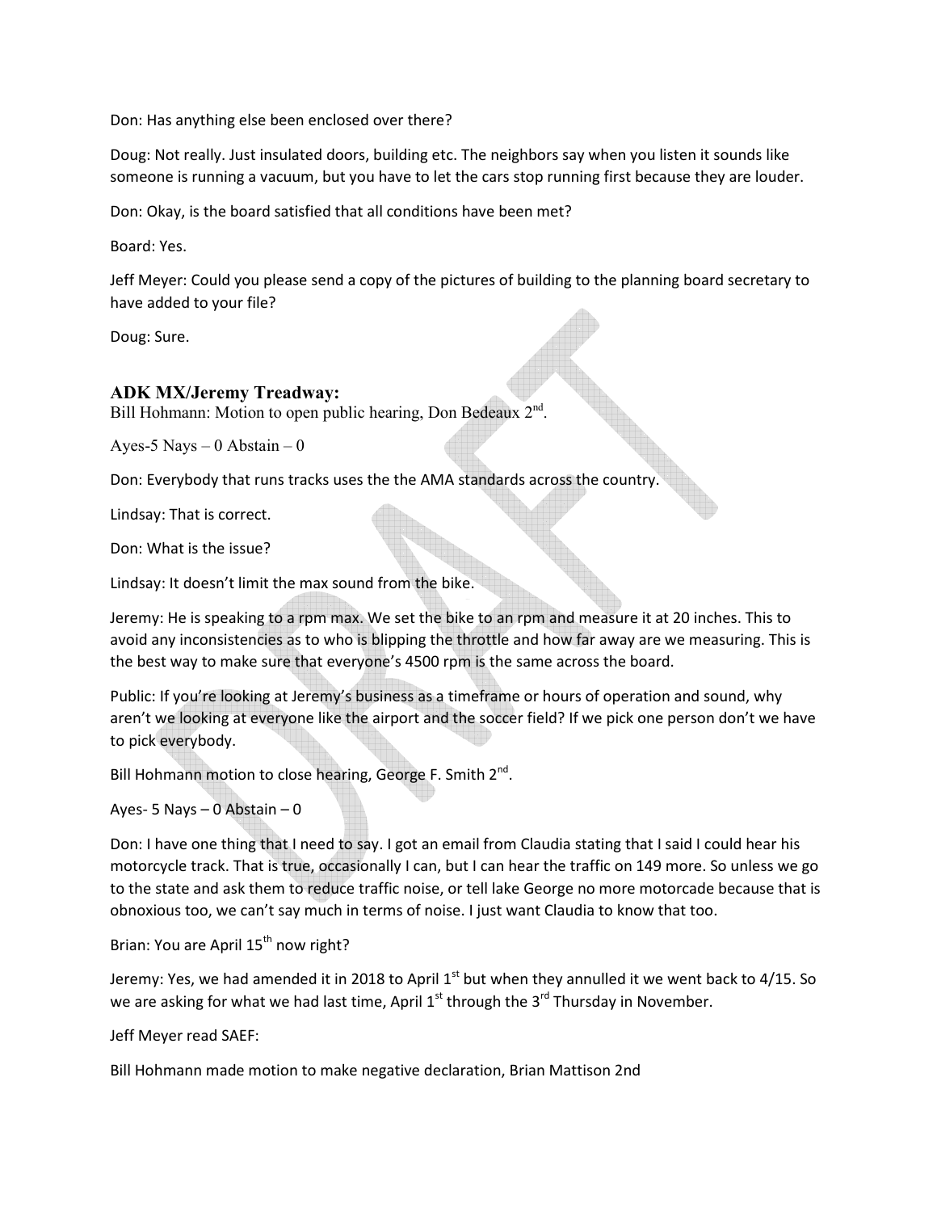Don: Has anything else been enclosed over there?

Doug: Not really. Just insulated doors, building etc. The neighbors say when you listen it sounds like someone is running a vacuum, but you have to let the cars stop running first because they are louder.

Don: Okay, is the board satisfied that all conditions have been met?

Board: Yes.

Jeff Meyer: Could you please send a copy of the pictures of building to the planning board secretary to have added to your file?

Doug: Sure.

### ADK MX/Jeremy Treadway:

Bill Hohmann: Motion to open public hearing, Don Bedeaux 2nd.

Ayes-5 Nays – 0 Abstain – 0

Don: Everybody that runs tracks uses the the AMA standards across the country.

Lindsay: That is correct.

Don: What is the issue?

Lindsay: It doesn't limit the max sound from the bike.

Jeremy: He is speaking to a rpm max. We set the bike to an rpm and measure it at 20 inches. This to avoid any inconsistencies as to who is blipping the throttle and how far away are we measuring. This is the best way to make sure that everyone's 4500 rpm is the same across the board.

Public: If you're looking at Jeremy's business as a timeframe or hours of operation and sound, why aren't we looking at everyone like the airport and the soccer field? If we pick one person don't we have to pick everybody.

Bill Hohmann motion to close hearing, George F. Smith 2nd.

Ayes- 5 Nays – 0 Abstain – 0

Don: I have one thing that I need to say. I got an email from Claudia stating that I said I could hear his motorcycle track. That is true, occasionally I can, but I can hear the traffic on 149 more. So unless we go to the state and ask them to reduce traffic noise, or tell lake George no more motorcade because that is obnoxious too, we can't say much in terms of noise. I just want Claudia to know that too.

Brian: You are April 15th now right?

Jeremy: Yes, we had amended it in 2018 to April 1st but when they annulled it we went back to 4/15. So we are asking for what we had last time, April 1st through the 3rd Thursday in November.

Jeff Meyer read SAEF:

Bill Hohmann made motion to make negative declaration, Brian Mattison 2nd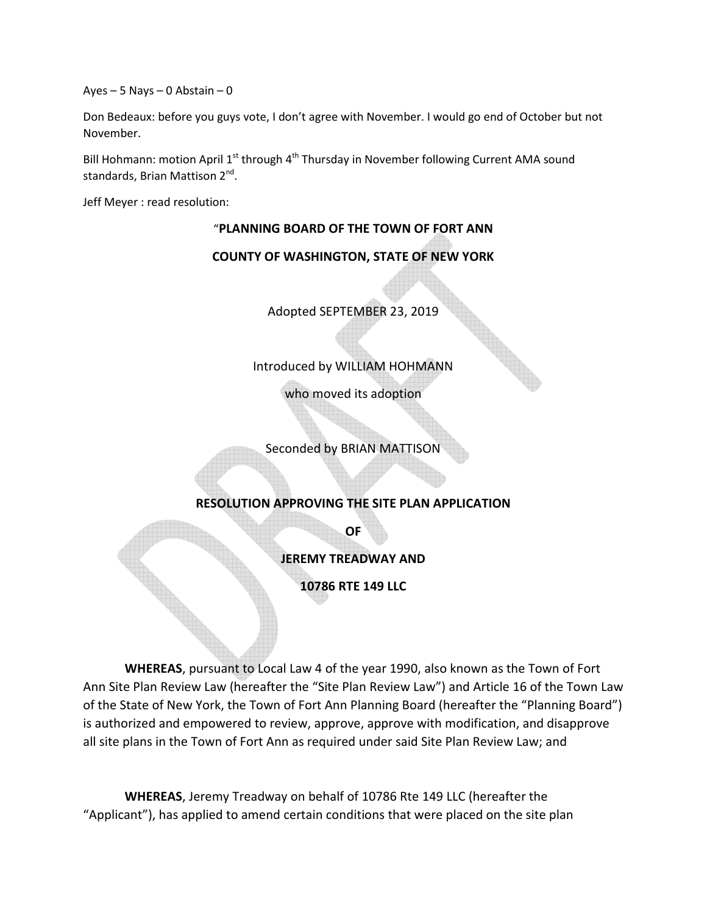Ayes – 5 Nays – 0 Abstain – 0

Don Bedeaux: before you guys vote, I don't agree with November. I would go end of October but not November.

Bill Hohmann: motion April 1st through 4th Thursday in November following Current AMA sound standards, Brian Mattison 2nd.

Jeff Meyer : read resolution:

"**PLANNING BOARD OF THE TOWN OF FORT ANN**

**COUNTY OF WASHINGTON, STATE OF NEW YORK**

Adopted SEPTEMBER 23, 2019

Introduced by WILLIAM HOHMANN

who moved its adoption

Seconded by BRIAN MATTISON

**RESOLUTION APPROVING THE SITE PLAN APPLICATION**

**OF**

**JEREMY TREADWAY AND**

**10786 RTE 149 LLC**

**WHEREAS**, pursuant to Local Law 4 of the year 1990, also known as the Town of Fort Ann Site Plan Review Law (hereafter the "Site Plan Review Law") and Article 16 of the Town Law of the State of New York, the Town of Fort Ann Planning Board (hereafter the "Planning Board") is authorized and empowered to review, approve, approve with modification, and disapprove all site plans in the Town of Fort Ann as required under said Site Plan Review Law; and

**WHEREAS**, Jeremy Treadway on behalf of 10786 Rte 149 LLC (hereafter the "Applicant"), has applied to amend certain conditions that were placed on the site plan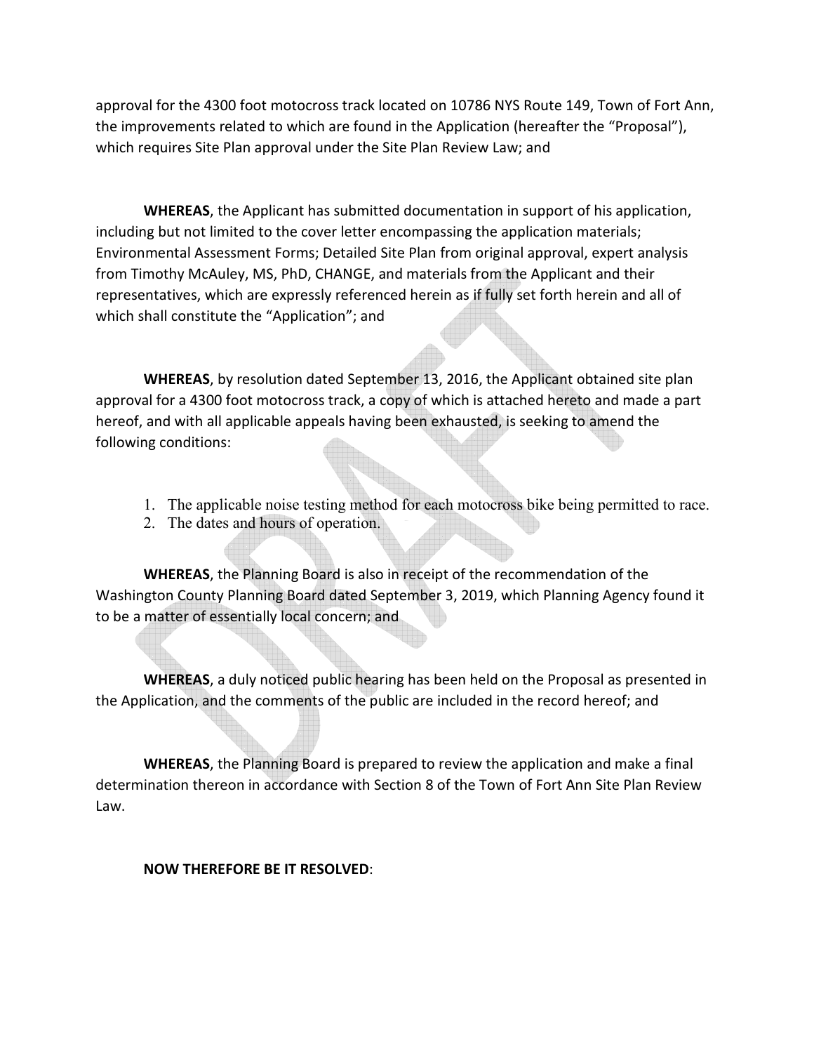approval for the 4300 foot motocross track located on 10786 NYS Route 149, Town of Fort Ann, the improvements related to which are found in the Application (hereafter the "Proposal"), which requires Site Plan approval under the Site Plan Review Law; and

**WHEREAS**, the Applicant has submitted documentation in support of his application, including but not limited to the cover letter encompassing the application materials; Environmental Assessment Forms; Detailed Site Plan from original approval, expert analysis from Timothy McAuley, MS, PhD, CHANGE, and materials from the Applicant and their representatives, which are expressly referenced herein as if fully set forth herein and all of which shall constitute the "Application"; and

**WHEREAS**, by resolution dated September 13, 2016, the Applicant obtained site plan approval for a 4300 foot motocross track, a copy of which is attached hereto and made a part hereof, and with all applicable appeals having been exhausted, is seeking to amend the following conditions:

1. The applicable noise testing method for each motocross bike being permitted to race.
2. The dates and hours of operation.

**WHEREAS**, the Planning Board is also in receipt of the recommendation of the Washington County Planning Board dated September 3, 2019, which Planning Agency found it to be a matter of essentially local concern; and

**WHEREAS**, a duly noticed public hearing has been held on the Proposal as presented in the Application, and the comments of the public are included in the record hereof; and

**WHEREAS**, the Planning Board is prepared to review the application and make a final determination thereon in accordance with Section 8 of the Town of Fort Ann Site Plan Review Law.

**NOW THEREFORE BE IT RESOLVED**: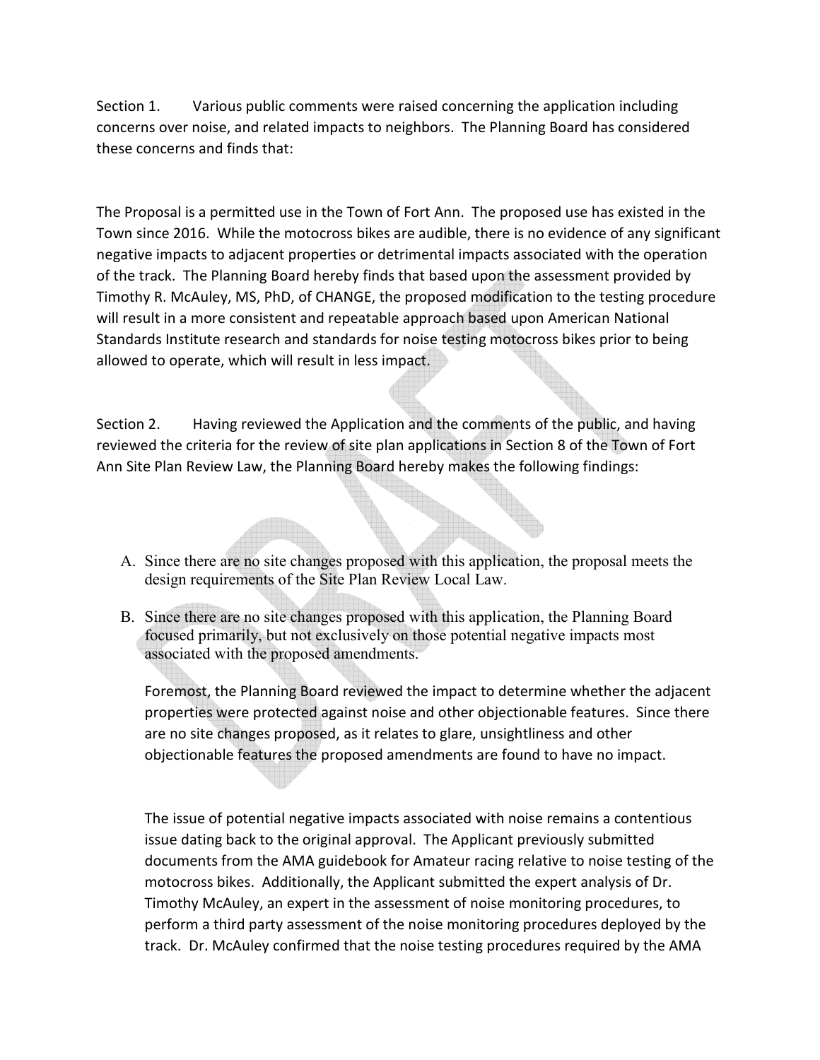Section 1. Various public comments were raised concerning the application including concerns over noise, and related impacts to neighbors. The Planning Board has considered these concerns and finds that:

The Proposal is a permitted use in the Town of Fort Ann. The proposed use has existed in the Town since 2016. While the motocross bikes are audible, there is no evidence of any significant negative impacts to adjacent properties or detrimental impacts associated with the operation of the track. The Planning Board hereby finds that based upon the assessment provided by Timothy R. McAuley, MS, PhD, of CHANGE, the proposed modification to the testing procedure will result in a more consistent and repeatable approach based upon American National Standards Institute research and standards for noise testing motocross bikes prior to being allowed to operate, which will result in less impact.

Section 2. Having reviewed the Application and the comments of the public, and having reviewed the criteria for the review of site plan applications in Section 8 of the Town of Fort Ann Site Plan Review Law, the Planning Board hereby makes the following findings:

A. Since there are no site changes proposed with this application, the proposal meets the design requirements of the Site Plan Review Local Law.

B. Since there are no site changes proposed with this application, the Planning Board focused primarily, but not exclusively on those potential negative impacts most associated with the proposed amendments.

   Foremost, the Planning Board reviewed the impact to determine whether the adjacent properties were protected against noise and other objectionable features. Since there are no site changes proposed, as it relates to glare, unsightliness and other objectionable features the proposed amendments are found to have no impact.

   The issue of potential negative impacts associated with noise remains a contentious issue dating back to the original approval. The Applicant previously submitted documents from the AMA guidebook for Amateur racing relative to noise testing of the motocross bikes. Additionally, the Applicant submitted the expert analysis of Dr. Timothy McAuley, an expert in the assessment of noise monitoring procedures, to perform a third party assessment of the noise monitoring procedures deployed by the track. Dr. McAuley confirmed that the noise testing procedures required by the AMA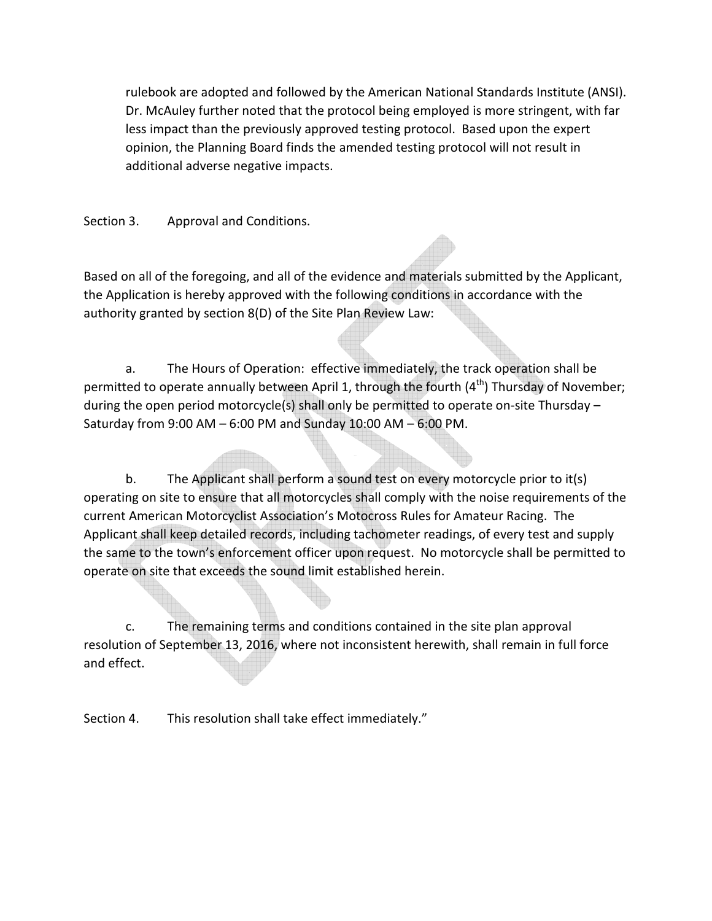rulebook are adopted and followed by the American National Standards Institute (ANSI). Dr. McAuley further noted that the protocol being employed is more stringent, with far less impact than the previously approved testing protocol. Based upon the expert opinion, the Planning Board finds the amended testing protocol will not result in additional adverse negative impacts.

Section 3. Approval and Conditions.

Based on all of the foregoing, and all of the evidence and materials submitted by the Applicant, the Application is hereby approved with the following conditions in accordance with the authority granted by section 8(D) of the Site Plan Review Law:

a. The Hours of Operation: effective immediately, the track operation shall be permitted to operate annually between April 1, through the fourth (4th) Thursday of November; during the open period motorcycle(s) shall only be permitted to operate on-site Thursday – Saturday from 9:00 AM – 6:00 PM and Sunday 10:00 AM – 6:00 PM.

b. The Applicant shall perform a sound test on every motorcycle prior to it(s) operating on site to ensure that all motorcycles shall comply with the noise requirements of the current American Motorcyclist Association's Motocross Rules for Amateur Racing. The Applicant shall keep detailed records, including tachometer readings, of every test and supply the same to the town's enforcement officer upon request. No motorcycle shall be permitted to operate on site that exceeds the sound limit established herein.

c. The remaining terms and conditions contained in the site plan approval resolution of September 13, 2016, where not inconsistent herewith, shall remain in full force and effect.

Section 4. This resolution shall take effect immediately."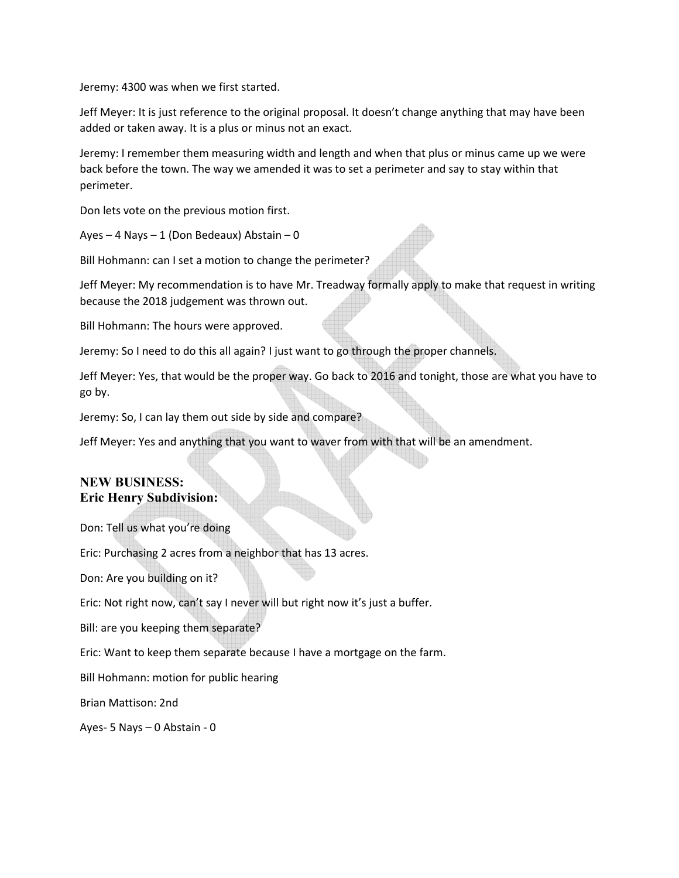Jeremy: 4300 was when we first started.

Jeff Meyer: It is just reference to the original proposal. It doesn't change anything that may have been added or taken away. It is a plus or minus not an exact.

Jeremy: I remember them measuring width and length and when that plus or minus came up we were back before the town. The way we amended it was to set a perimeter and say to stay within that perimeter.

Don lets vote on the previous motion first.

Ayes – 4 Nays – 1 (Don Bedeaux) Abstain – 0

Bill Hohmann: can I set a motion to change the perimeter?

Jeff Meyer: My recommendation is to have Mr. Treadway formally apply to make that request in writing because the 2018 judgement was thrown out.

Bill Hohmann: The hours were approved.

Jeremy: So I need to do this all again? I just want to go through the proper channels.

Jeff Meyer: Yes, that would be the proper way. Go back to 2016 and tonight, those are what you have to go by.

Jeremy: So, I can lay them out side by side and compare?

Jeff Meyer: Yes and anything that you want to waver from with that will be an amendment.

## NEW BUSINESS:
## Eric Henry Subdivision:

Don: Tell us what you're doing

Eric: Purchasing 2 acres from a neighbor that has 13 acres.

Don: Are you building on it?

Eric: Not right now, can't say I never will but right now it's just a buffer.

Bill: are you keeping them separate?

Eric: Want to keep them separate because I have a mortgage on the farm.

Bill Hohmann: motion for public hearing

Brian Mattison: 2nd

Ayes- 5 Nays – 0 Abstain - 0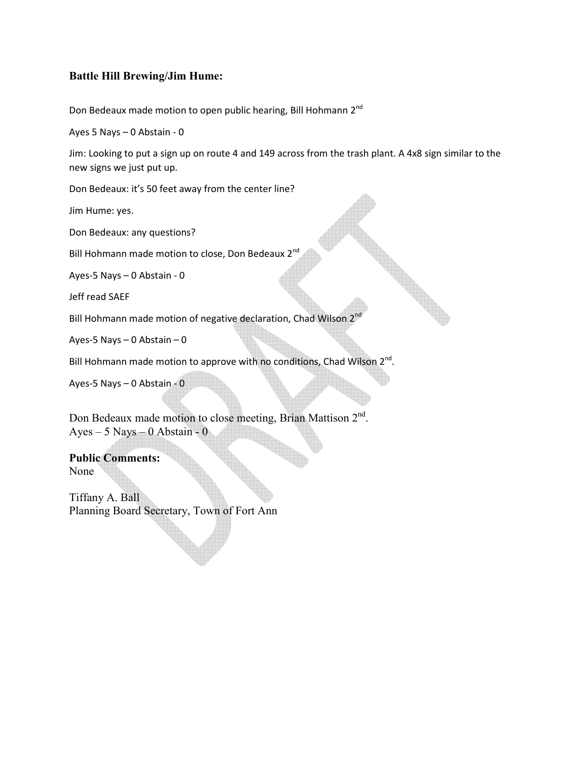### Battle Hill Brewing/Jim Hume:

Don Bedeaux made motion to open public hearing, Bill Hohmann 2nd

Ayes 5 Nays – 0 Abstain - 0

Jim: Looking to put a sign up on route 4 and 149 across from the trash plant. A 4x8 sign similar to the new signs we just put up.

Don Bedeaux: it's 50 feet away from the center line?

Jim Hume: yes.

Don Bedeaux: any questions?

Bill Hohmann made motion to close, Don Bedeaux 2nd

Ayes-5 Nays – 0 Abstain - 0

Jeff read SAEF

Bill Hohmann made motion of negative declaration, Chad Wilson 2nd

Ayes-5 Nays – 0 Abstain – 0

Bill Hohmann made motion to approve with no conditions, Chad Wilson 2nd.

Ayes-5 Nays – 0 Abstain - 0

Don Bedeaux made motion to close meeting, Brian Mattison 2nd.
Ayes – 5 Nays – 0 Abstain - 0

**Public Comments:**
None

Tiffany A. Ball
Planning Board Secretary, Town of Fort Ann